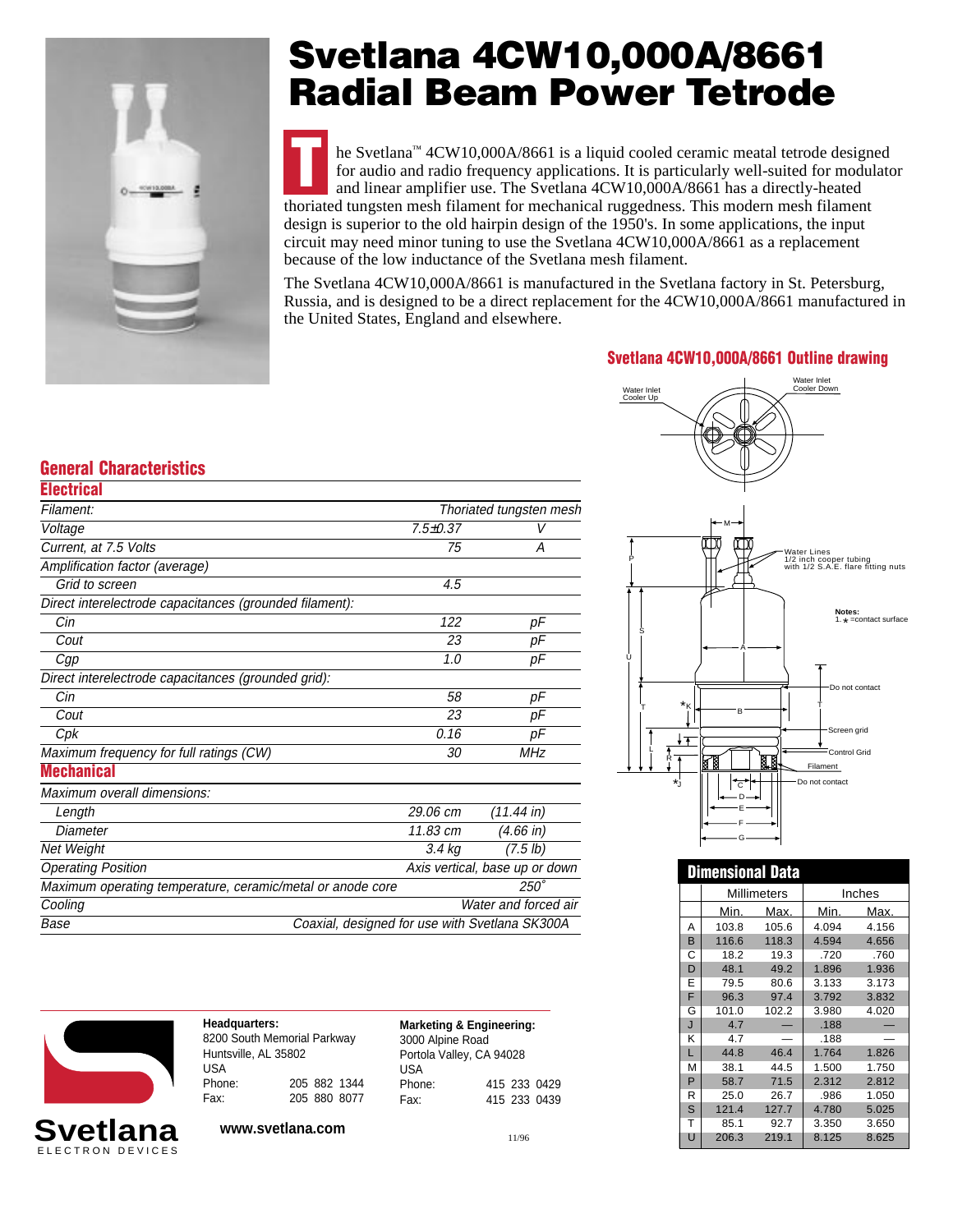# Svetlana 4CW10,000A/8661 Radial Beam Power Tetrode

The Svetlana™ 4CW10,000A/8661 is a liquid cooled ceramic meatal tetrode designed for audio and radio frequency applications. It is particularly well-suited for modulator and linear amplifier use. The Svetlana 4CW10,000A/8661 has a directly-heated thoriated tungsten mesh filament for mechanical ruggedness. This modern mesh filament design is superior to the old hairpin design of the 1950's. In some applications, the input circuit may need minor tuning to use the Svetlana 4CW10,000A/8661 as a replacement because of the low inductance of the Svetlana mesh filament.

The Svetlana 4CW10,000A/8661 is manufactured in the Svetlana factory in St. Petersburg, Russia, and is designed to be a direct replacement for the 4CW10,000A/8661 manufactured in the United States, England and elsewhere.

## General Characteristics

### Electrical

| | | |
|---|---|---|
| *Filament:* | | *Thoriated tungsten mesh* |
| *Voltage* | *7.5±0.37* | *V* |
| *Current, at 7.5 Volts* | *75* | *A* |
| *Amplification factor (average)* | | |
| *Grid to screen* | *4.5* | |
| *Direct interelectrode capacitances (grounded filament):* | | |
| *Cin* | *122* | *pF* |
| *Cout* | *23* | *pF* |
| *Cgp* | *1.0* | *pF* |
| *Direct interelectrode capacitances (grounded grid):* | | |
| *Cin* | *58* | *pF* |
| *Cout* | *23* | *pF* |
| *Cpk* | *0.16* | *pF* |
| *Maximum frequency for full ratings (CW)* | *30* | *MHz* |

### Mechanical

| | | |
|---|---|---|
| *Maximum overall dimensions:* | | |
| *Length* | *29.06 cm* | *(11.44 in)* |
| *Diameter* | *11.83 cm* | *(4.66 in)* |
| *Net Weight* | *3.4 kg* | *(7.5 lb)* |
| *Operating Position* | | *Axis vertical, base up or down* |
| *Maximum operating temperature, ceramic/metal or anode core* | | *250°* |
| *Cooling* | | *Water and forced air* |
| *Base* | | *Coaxial, designed for use with Svetlana SK300A* |

## Svetlana 4CW10,000A/8661 Outline drawing

Water Inlet Cooler Up — Water Inlet Cooler Down

Water Lines 1/2 inch cooper tubing with 1/2 S.A.E. flare fitting nuts

Notes: 1. * =contact surface

Do not contact — Screen grid — Control Grid — Filament — Do not contact

## Dimensional Data

| | Millimeters | | Inches | |
|---|---|---|---|---|
| | Min. | Max. | Min. | Max. |
| A | 103.8 | 105.6 | 4.094 | 4.156 |
| B | 116.6 | 118.3 | 4.594 | 4.656 |
| C | 18.2 | 19.3 | .720 | .760 |
| D | 48.1 | 49.2 | 1.896 | 1.936 |
| E | 79.5 | 80.6 | 3.133 | 3.173 |
| F | 96.3 | 97.4 | 3.792 | 3.832 |
| G | 101.0 | 102.2 | 3.980 | 4.020 |
| J | 4.7 | — | .188 | — |
| K | 4.7 | — | .188 | — |
| L | 44.8 | 46.4 | 1.764 | 1.826 |
| M | 38.1 | 44.5 | 1.500 | 1.750 |
| P | 58.7 | 71.5 | 2.312 | 2.812 |
| R | 25.0 | 26.7 | .986 | 1.050 |
| S | 121.4 | 127.7 | 4.780 | 5.025 |
| T | 85.1 | 92.7 | 3.350 | 3.650 |
| U | 206.3 | 219.1 | 8.125 | 8.625 |

**Svetlana** ELECTRON DEVICES

**Headquarters:**
8200 South Memorial Parkway
Huntsville, AL 35802
USA
Phone: 205 882 1344
Fax: 205 880 8077

**Marketing & Engineering:**
3000 Alpine Road
Portola Valley, CA 94028
USA
Phone: 415 233 0429
Fax: 415 233 0439

**www.svetlana.com**

11/96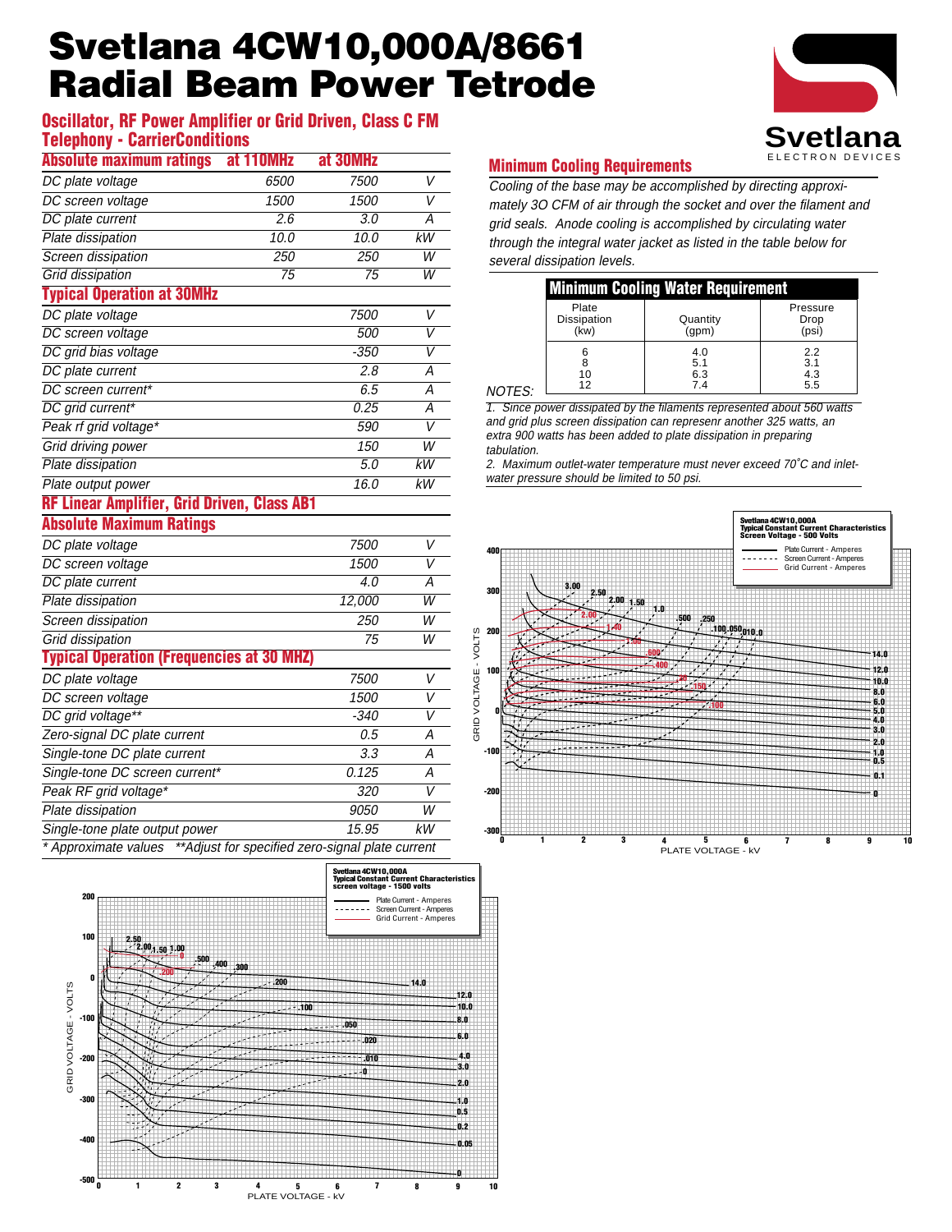# Svetlana 4CW10,000A/8661 Radial Beam Power Tetrode

Svetlana
ELECTRON DEVICES

## Oscillator, RF Power Amplifier or Grid Driven, Class C FM Telephony - CarrierConditions

| Absolute maximum ratings | at 110MHz | at 30MHz | |
|---|---|---|---|
| DC plate voltage | 6500 | 7500 | V |
| DC screen voltage | 1500 | 1500 | V |
| DC plate current | 2.6 | 3.0 | A |
| Plate dissipation | 10.0 | 10.0 | kW |
| Screen dissipation | 250 | 250 | W |
| Grid dissipation | 75 | 75 | W |

### Typical Operation at 30MHz

| | | |
|---|---|---|
| DC plate voltage | 7500 | V |
| DC screen voltage | 500 | V |
| DC grid bias voltage | -350 | V |
| DC plate current | 2.8 | A |
| DC screen current* | 6.5 | A |
| DC grid current* | 0.25 | A |
| Peak rf grid voltage* | 590 | V |
| Grid driving power | 150 | W |
| Plate dissipation | 5.0 | kW |
| Plate output power | 16.0 | kW |

## RF Linear Amplifier, Grid Driven, Class AB1

### Absolute Maximum Ratings

| | | |
|---|---|---|
| DC plate voltage | 7500 | V |
| DC screen voltage | 1500 | V |
| DC plate current | 4.0 | A |
| Plate dissipation | 12,000 | W |
| Screen dissipation | 250 | W |
| Grid dissipation | 75 | W |

### Typical Operation (Frequencies at 30 MHZ)

| | | |
|---|---|---|
| DC plate voltage | 7500 | V |
| DC screen voltage | 1500 | V |
| DC grid voltage** | -340 | V |
| Zero-signal DC plate current | 0.5 | A |
| Single-tone DC plate current | 3.3 | A |
| Single-tone DC screen current* | 0.125 | A |
| Peak RF grid voltage* | 320 | V |
| Plate dissipation | 9050 | W |
| Single-tone plate output power | 15.95 | kW |

*\* Approximate values   \*\*Adjust for specified zero-signal plate current*

## Minimum Cooling Requirements

*Cooling of the base may be accomplished by directing approximately 3O CFM of air through the socket and over the filament and grid seals. Anode cooling is accomplished by circulating water through the integral water jacket as listed in the table below for several dissipation levels.*

**Minimum Cooling Water Requirement**

| Plate Dissipation (kw) | Quantity (gpm) | Pressure Drop (psi) |
|---|---|---|
| 6 | 4.0 | 2.2 |
| 8 | 5.1 | 3.1 |
| 10 | 6.3 | 4.3 |
| 12 | 7.4 | 5.5 |

*NOTES:*

*1. Since power dissipated by the filaments represented about 560 watts and grid plus screen dissipation can represenr another 325 watts, an extra 900 watts has been added to plate dissipation in preparing tabulation.*

*2. Maximum outlet-water temperature must never exceed 70˚C and inlet-water pressure should be limited to 50 psi.*

Svetlana 4CW10,000A
Typical Constant Current Characteristics
Screen Voltage - 500 Volts

Plate Current - Amperes
Screen Current - Amperes
Grid Current - Amperes

GRID VOLTAGE - VOLTS
PLATE VOLTAGE - kV

Svetlana 4CW10,000A
Typical Constant Current Characteristics
screen voltage - 1500 volts

Plate Current - Amperes
Screen Current - Amperes
Grid Current - Amperes

GRID VOLTAGE - VOLTS
PLATE VOLTAGE - kV